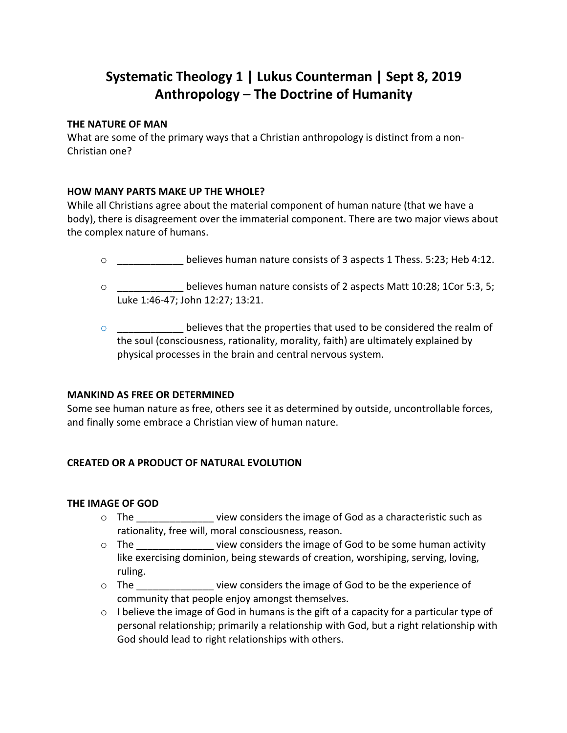# Systematic Theology 1 | Lukus Counterman | Sept 8, 2019
# Anthropology – The Doctrine of Humanity

**THE NATURE OF MAN**

What are some of the primary ways that a Christian anthropology is distinct from a non-Christian one?

**HOW MANY PARTS MAKE UP THE WHOLE?**

While all Christians agree about the material component of human nature (that we have a body), there is disagreement over the immaterial component. There are two major views about the complex nature of humans.

- ____________ believes human nature consists of 3 aspects 1 Thess. 5:23; Heb 4:12.
- ____________ believes human nature consists of 2 aspects Matt 10:28; 1Cor 5:3, 5; Luke 1:46-47; John 12:27; 13:21.
- ____________ believes that the properties that used to be considered the realm of the soul (consciousness, rationality, morality, faith) are ultimately explained by physical processes in the brain and central nervous system.

**MANKIND AS FREE OR DETERMINED**

Some see human nature as free, others see it as determined by outside, uncontrollable forces, and finally some embrace a Christian view of human nature.

**CREATED OR A PRODUCT OF NATURAL EVOLUTION**

**THE IMAGE OF GOD**

- The ______________ view considers the image of God as a characteristic such as rationality, free will, moral consciousness, reason.
- The ______________ view considers the image of God to be some human activity like exercising dominion, being stewards of creation, worshiping, serving, loving, ruling.
- The ______________ view considers the image of God to be the experience of community that people enjoy amongst themselves.
- I believe the image of God in humans is the gift of a capacity for a particular type of personal relationship; primarily a relationship with God, but a right relationship with God should lead to right relationships with others.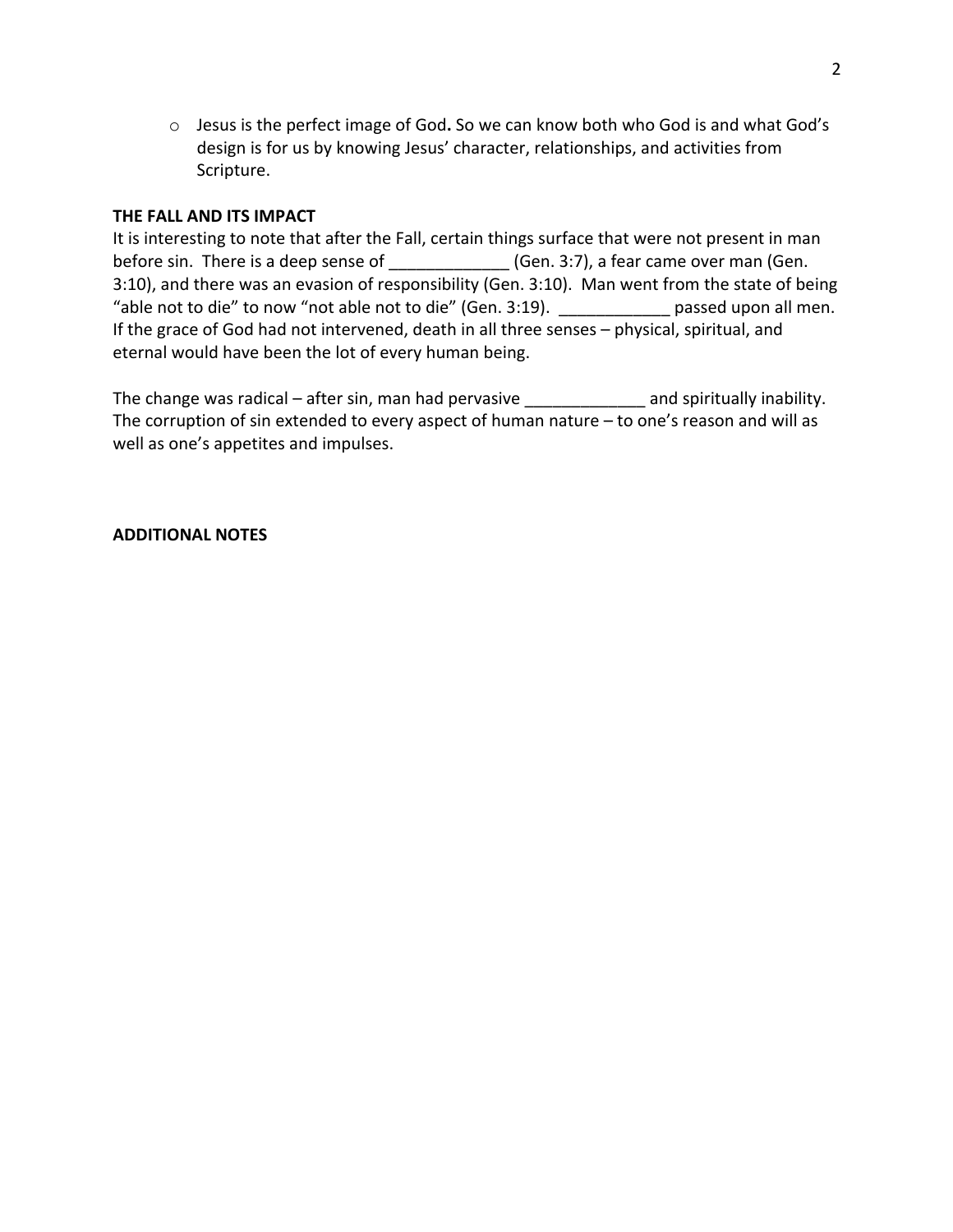- Jesus is the perfect image of God**.** So we can know both who God is and what God's design is for us by knowing Jesus' character, relationships, and activities from Scripture.

**THE FALL AND ITS IMPACT**

It is interesting to note that after the Fall, certain things surface that were not present in man before sin. There is a deep sense of _____________ (Gen. 3:7), a fear came over man (Gen. 3:10), and there was an evasion of responsibility (Gen. 3:10). Man went from the state of being "able not to die" to now "not able not to die" (Gen. 3:19). ____________ passed upon all men. If the grace of God had not intervened, death in all three senses – physical, spiritual, and eternal would have been the lot of every human being.

The change was radical – after sin, man had pervasive _____________ and spiritually inability. The corruption of sin extended to every aspect of human nature – to one's reason and will as well as one's appetites and impulses.

**ADDITIONAL NOTES**